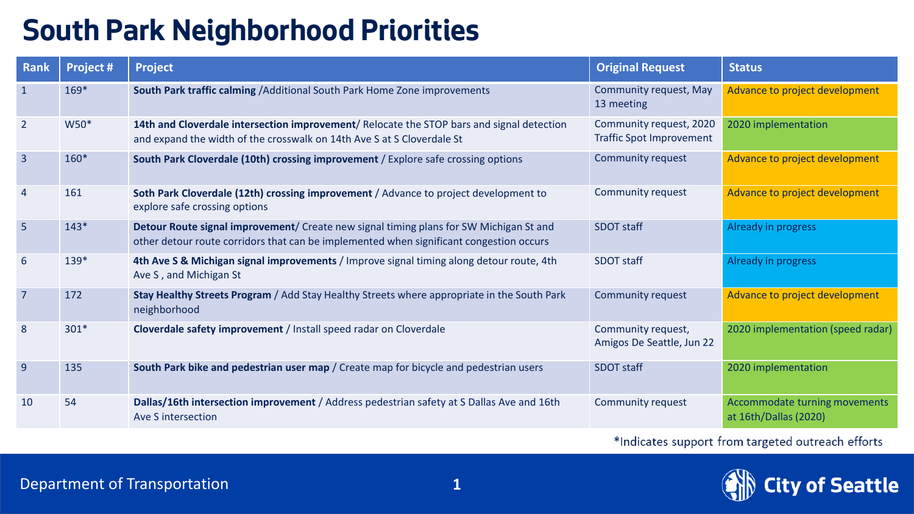# South Park Neighborhood Priorities

| Rank | Project # | Project | Original Request | Status |
|---|---|---|---|---|
| 1 | 169* | **South Park traffic calming** /Additional South Park Home Zone improvements | Community request, May 13 meeting | Advance to project development |
| 2 | W50* | **14th and Cloverdale intersection improvement**/ Relocate the STOP bars and signal detection and expand the width of the crosswalk on 14th Ave S at S Cloverdale St | Community request, 2020 Traffic Spot Improvement | 2020 implementation |
| 3 | 160* | **South Park Cloverdale (10th) crossing improvement** / Explore safe crossing options | Community request | Advance to project development |
| 4 | 161 | **Soth Park Cloverdale (12th) crossing improvement** / Advance to project development to explore safe crossing options | Community request | Advance to project development |
| 5 | 143* | **Detour Route signal improvement**/ Create new signal timing plans for SW Michigan St and other detour route corridors that can be implemented when significant congestion occurs | SDOT staff | Already in progress |
| 6 | 139* | **4th Ave S & Michigan signal improvements** / Improve signal timing along detour route, 4th Ave S , and Michigan St | SDOT staff | Already in progress |
| 7 | 172 | **Stay Healthy Streets Program** / Add Stay Healthy Streets where appropriate in the South Park neighborhood | Community request | Advance to project development |
| 8 | 301* | **Cloverdale safety improvement** / Install speed radar on Cloverdale | Community request, Amigos De Seattle, Jun 22 | 2020 implementation (speed radar) |
| 9 | 135 | **South Park bike and pedestrian user map** / Create map for bicycle and pedestrian users | SDOT staff | 2020 implementation |
| 10 | 54 | **Dallas/16th intersection improvement** / Address pedestrian safety at S Dallas Ave and 16th Ave S intersection | Community request | Accommodate turning movements at 16th/Dallas (2020) |

*Indicates support from targeted outreach efforts

Department of Transportation

City of Seattle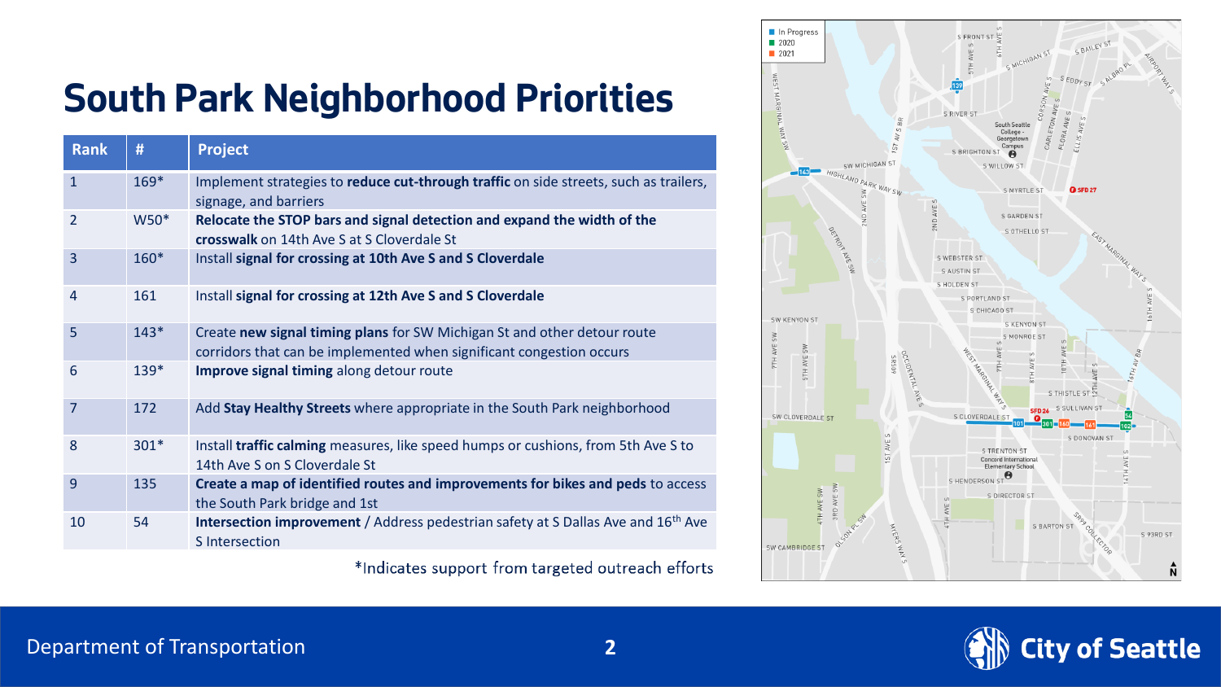# South Park Neighborhood Priorities

| Rank | # | Project |
|---|---|---|
| 1 | 169* | Implement strategies to **reduce cut-through traffic** on side streets, such as trailers, signage, and barriers |
| 2 | W50* | **Relocate the STOP bars and signal detection and expand the width of the crosswalk** on 14th Ave S at S Cloverdale St |
| 3 | 160* | Install **signal for crossing at 10th Ave S and S Cloverdale** |
| 4 | 161 | Install **signal for crossing at 12th Ave S and S Cloverdale** |
| 5 | 143* | Create **new signal timing plans** for SW Michigan St and other detour route corridors that can be implemented when significant congestion occurs |
| 6 | 139* | **Improve signal timing** along detour route |
| 7 | 172 | Add **Stay Healthy Streets** where appropriate in the South Park neighborhood |
| 8 | 301* | Install **traffic calming** measures, like speed humps or cushions, from 5th Ave S to 14th Ave S on S Cloverdale St |
| 9 | 135 | **Create a map of identified routes and improvements for bikes and peds** to access the South Park bridge and 1st |
| 10 | 54 | **Intersection improvement** / Address pedestrian safety at S Dallas Ave and 16th Ave S Intersection |

*Indicates support from targeted outreach efforts

In Progress
2020
2021

S FRONT ST
S BAILEY ST
S MICHIGAN ST
S EDDY ST
S ALBRO PL
AIRPORT WAY S
WEST MARGINAL WAY SW
139
S RIVER ST
South Seattle College - Georgetown Campus
S BRIGHTON ST
S WILLOW ST
CORSON AVE S
CARLETON AVE S
FLORA AVE S
ELLIS AVE S
5TH AVE S
6TH AVE S
1ST AVE S BR
143
SW MICHIGAN ST
HIGHLAND PARK WAY SW
S MYRTLE ST
SFD 27
S GARDEN ST
S OTHELLO ST
2ND AVE SW
2ND AVE S
DETROIT AVE SW
EAST MARGINAL WAY S
S WEBSTER ST
S AUSTIN ST
S HOLDEN ST
S PORTLAND ST
S CHICAGO ST
SW KENYON ST
S KENYON ST
S MONROE ST
7TH AVE SW
5TH AVE SW
SR509
OCCIDENTAL AVE S
WEST MARGINAL WAY S
7TH AVE S
8TH AVE S
10TH AVE S
12TH AVE S
16TH AVE S
16TH AV BR
S THISTLE ST
S SULLIVAN ST
SFD 24
54
SW CLOVERDALE ST
S CLOVERDALE ST
101
301
160
161
102
S DONOVAN ST
1ST AVE S
S TRENTON ST
Concord International Elementary School
14TH AVE S
S HENDERSON ST
S DIRECTOR ST
4TH AVE SW
3RD AVE SW
OLSON PL SW
4TH AVE S
MYERS WAY S
S BARTON ST
SR99 COLLECTOR
S 93RD ST
SW CAMBRIDGE ST
N

Department of Transportation

City of Seattle